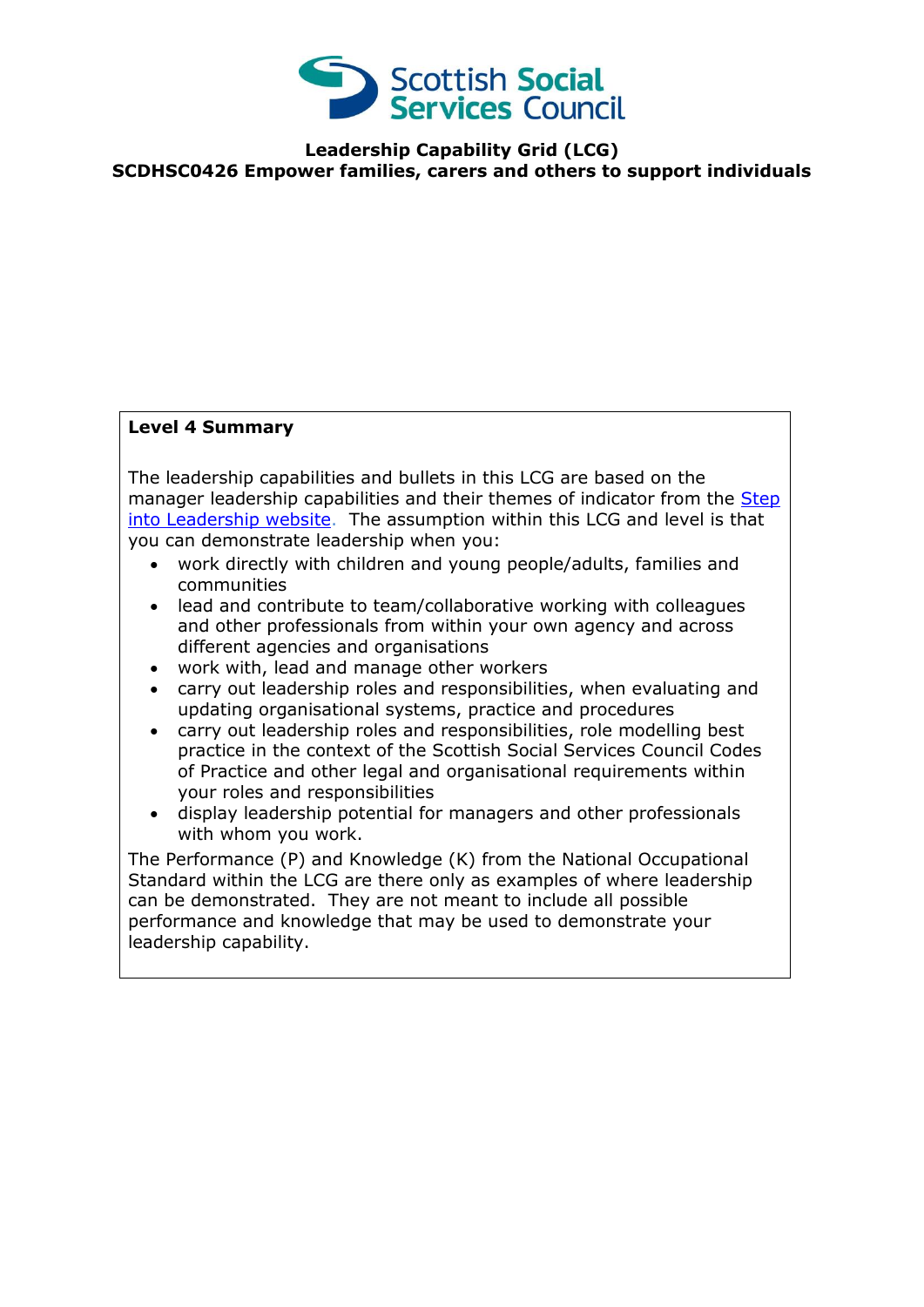Scottish Social Services Council

# Leadership Capability Grid (LCG)

## SCDHSC0426 Empower families, carers and others to support individuals

**Level 4 Summary**

The leadership capabilities and bullets in this LCG are based on the manager leadership capabilities and their themes of indicator from the [Step into Leadership website](). The assumption within this LCG and level is that you can demonstrate leadership when you:

- work directly with children and young people/adults, families and communities
- lead and contribute to team/collaborative working with colleagues and other professionals from within your own agency and across different agencies and organisations
- work with, lead and manage other workers
- carry out leadership roles and responsibilities, when evaluating and updating organisational systems, practice and procedures
- carry out leadership roles and responsibilities, role modelling best practice in the context of the Scottish Social Services Council Codes of Practice and other legal and organisational requirements within your roles and responsibilities
- display leadership potential for managers and other professionals with whom you work.

The Performance (P) and Knowledge (K) from the National Occupational Standard within the LCG are there only as examples of where leadership can be demonstrated. They are not meant to include all possible performance and knowledge that may be used to demonstrate your leadership capability.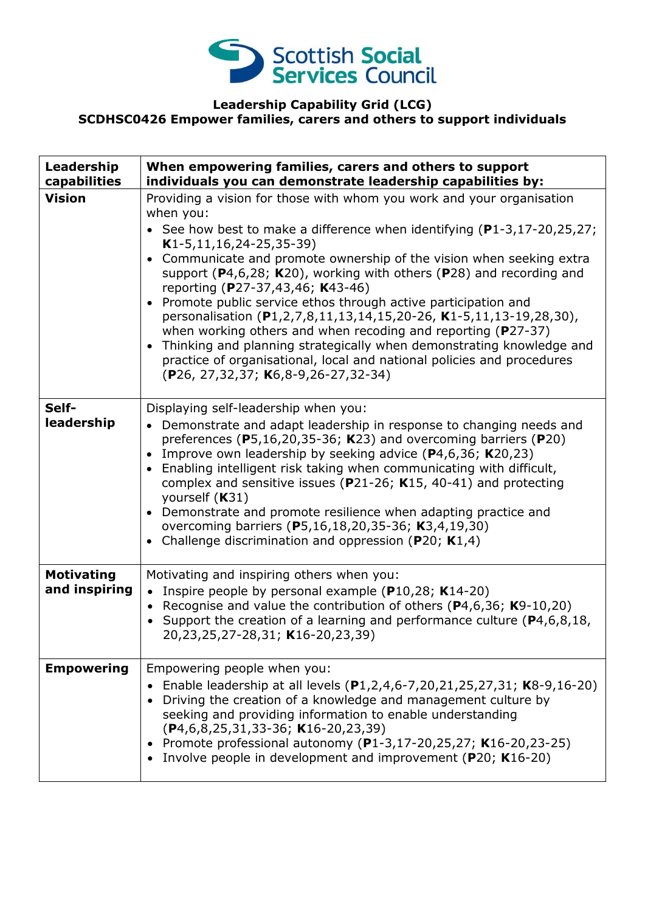Scottish Social Services Council

**Leadership Capability Grid (LCG)**
**SCDHSC0426 Empower families, carers and others to support individuals**

| **Leadership capabilities** | **When empowering families, carers and others to support individuals you can demonstrate leadership capabilities by:** |
|---|---|
| **Vision** | Providing a vision for those with whom you work and your organisation when you:<br>• See how best to make a difference when identifying (**P**1-3,17-20,25,27; **K**1-5,11,16,24-25,35-39)<br>• Communicate and promote ownership of the vision when seeking extra support (**P**4,6,28; **K**20), working with others (**P**28) and recording and reporting (**P**27-37,43,46; **K**43-46)<br>• Promote public service ethos through active participation and personalisation (**P**1,2,7,8,11,13,14,15,20-26, **K**1-5,11,13-19,28,30), when working others and when recoding and reporting (**P**27-37)<br>• Thinking and planning strategically when demonstrating knowledge and practice of organisational, local and national policies and procedures (**P**26, 27,32,37; **K**6,8-9,26-27,32-34) |
| **Self-leadership** | Displaying self-leadership when you:<br>• Demonstrate and adapt leadership in response to changing needs and preferences (**P**5,16,20,35-36; **K**23) and overcoming barriers (**P**20)<br>• Improve own leadership by seeking advice (**P**4,6,36; **K**20,23)<br>• Enabling intelligent risk taking when communicating with difficult, complex and sensitive issues (**P**21-26; **K**15, 40-41) and protecting yourself (**K**31)<br>• Demonstrate and promote resilience when adapting practice and overcoming barriers (**P**5,16,18,20,35-36; **K**3,4,19,30)<br>• Challenge discrimination and oppression (**P**20; **K**1,4) |
| **Motivating and inspiring** | Motivating and inspiring others when you:<br>• Inspire people by personal example (**P**10,28; **K**14-20)<br>• Recognise and value the contribution of others (**P**4,6,36; **K**9-10,20)<br>• Support the creation of a learning and performance culture (**P**4,6,8,18, 20,23,25,27-28,31; **K**16-20,23,39) |
| **Empowering** | Empowering people when you:<br>• Enable leadership at all levels (**P**1,2,4,6-7,20,21,25,27,31; **K**8-9,16-20)<br>• Driving the creation of a knowledge and management culture by seeking and providing information to enable understanding (**P**4,6,8,25,31,33-36; **K**16-20,23,39)<br>• Promote professional autonomy (**P**1-3,17-20,25,27; **K**16-20,23-25)<br>• Involve people in development and improvement (**P**20; **K**16-20) |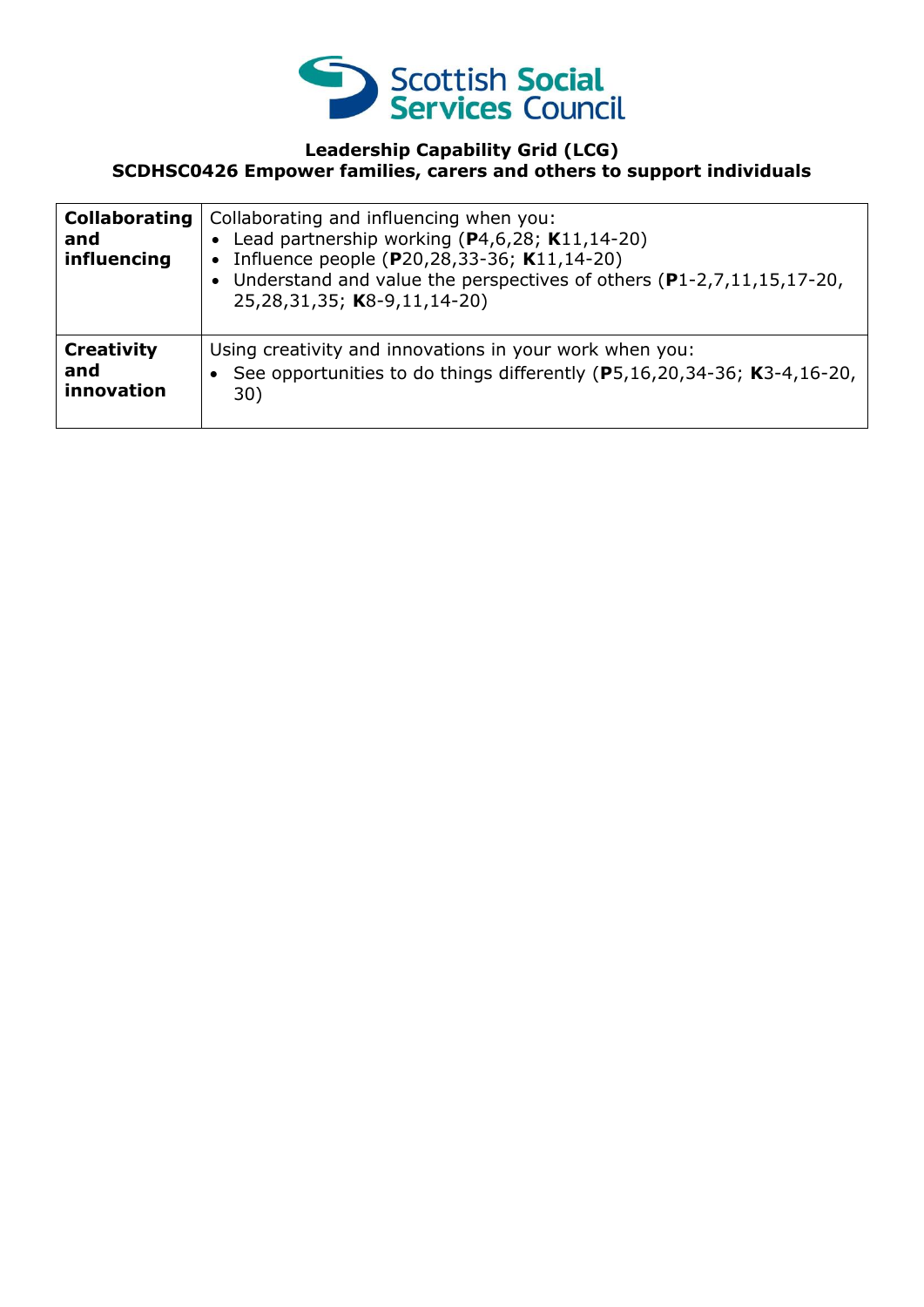**Leadership Capability Grid (LCG)**
**SCDHSC0426 Empower families, carers and others to support individuals**

| | |
|---|---|
| **Collaborating and influencing** | Collaborating and influencing when you:<br>• Lead partnership working (**P**4,6,28; **K**11,14-20)<br>• Influence people (**P**20,28,33-36; **K**11,14-20)<br>• Understand and value the perspectives of others (**P**1-2,7,11,15,17-20, 25,28,31,35; **K**8-9,11,14-20) |
| **Creativity and innovation** | Using creativity and innovations in your work when you:<br>• See opportunities to do things differently (**P**5,16,20,34-36; **K**3-4,16-20, 30) |